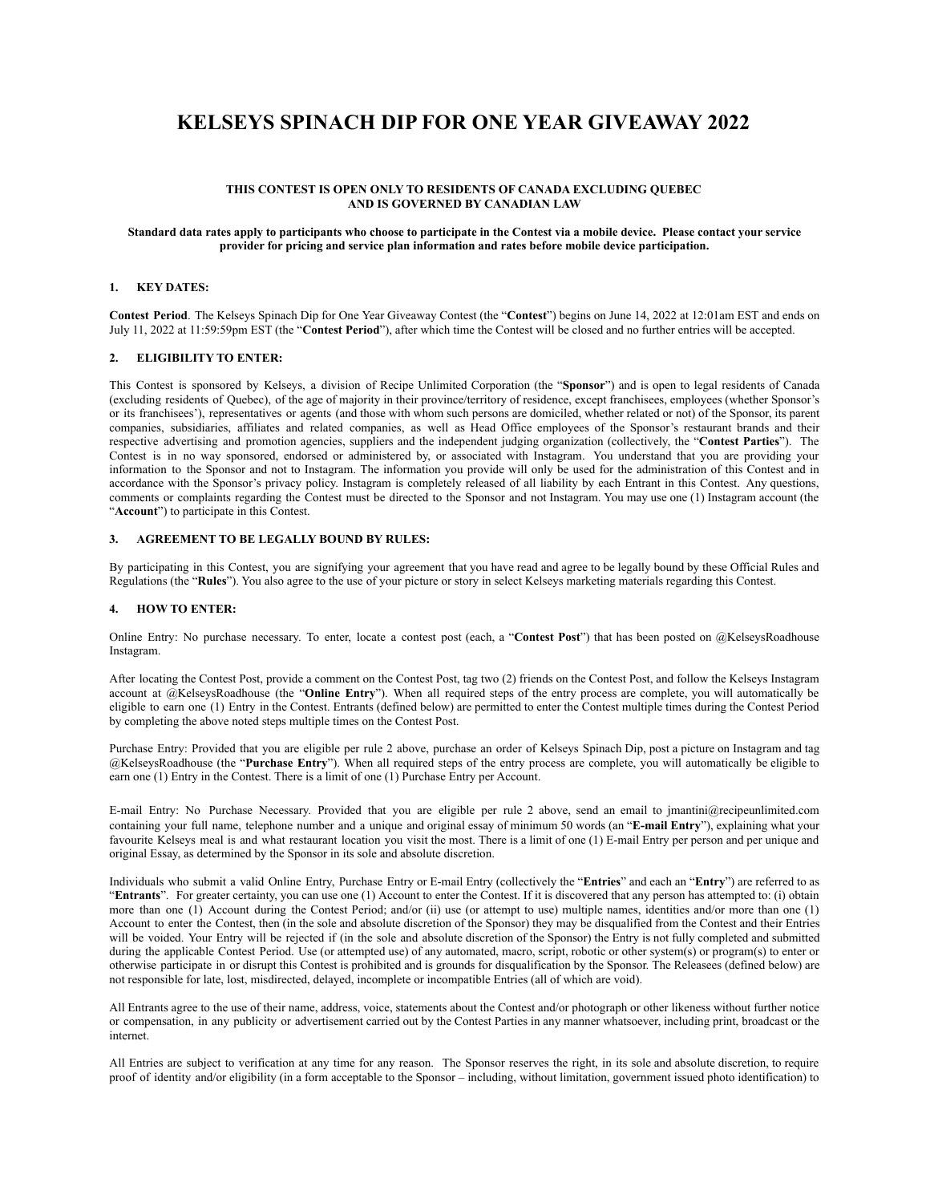# KELSEYS SPINACH DIP FOR ONE YEAR GIVEAWAY 2022

**THIS CONTEST IS OPEN ONLY TO RESIDENTS OF CANADA EXCLUDING QUEBEC AND IS GOVERNED BY CANADIAN LAW**

**Standard data rates apply to participants who choose to participate in the Contest via a mobile device. Please contact your service provider for pricing and service plan information and rates before mobile device participation.**

## 1. KEY DATES:

**Contest Period**. The Kelseys Spinach Dip for One Year Giveaway Contest (the "**Contest**") begins on June 14, 2022 at 12:01am EST and ends on July 11, 2022 at 11:59:59pm EST (the "**Contest Period**"), after which time the Contest will be closed and no further entries will be accepted.

## 2. ELIGIBILITY TO ENTER:

This Contest is sponsored by Kelseys, a division of Recipe Unlimited Corporation (the "**Sponsor**") and is open to legal residents of Canada (excluding residents of Quebec), of the age of majority in their province/territory of residence, except franchisees, employees (whether Sponsor's or its franchisees'), representatives or agents (and those with whom such persons are domiciled, whether related or not) of the Sponsor, its parent companies, subsidiaries, affiliates and related companies, as well as Head Office employees of the Sponsor's restaurant brands and their respective advertising and promotion agencies, suppliers and the independent judging organization (collectively, the "**Contest Parties**"). The Contest is in no way sponsored, endorsed or administered by, or associated with Instagram. You understand that you are providing your information to the Sponsor and not to Instagram. The information you provide will only be used for the administration of this Contest and in accordance with the Sponsor's privacy policy. Instagram is completely released of all liability by each Entrant in this Contest. Any questions, comments or complaints regarding the Contest must be directed to the Sponsor and not Instagram. You may use one (1) Instagram account (the "**Account**") to participate in this Contest.

## 3. AGREEMENT TO BE LEGALLY BOUND BY RULES:

By participating in this Contest, you are signifying your agreement that you have read and agree to be legally bound by these Official Rules and Regulations (the "**Rules**"). You also agree to the use of your picture or story in select Kelseys marketing materials regarding this Contest.

## 4. HOW TO ENTER:

Online Entry: No purchase necessary. To enter, locate a contest post (each, a "**Contest Post**") that has been posted on @KelseysRoadhouse Instagram.

After locating the Contest Post, provide a comment on the Contest Post, tag two (2) friends on the Contest Post, and follow the Kelseys Instagram account at @KelseysRoadhouse (the "**Online Entry**"). When all required steps of the entry process are complete, you will automatically be eligible to earn one (1) Entry in the Contest. Entrants (defined below) are permitted to enter the Contest multiple times during the Contest Period by completing the above noted steps multiple times on the Contest Post.

Purchase Entry: Provided that you are eligible per rule 2 above, purchase an order of Kelseys Spinach Dip, post a picture on Instagram and tag @KelseysRoadhouse (the "**Purchase Entry**"). When all required steps of the entry process are complete, you will automatically be eligible to earn one (1) Entry in the Contest. There is a limit of one (1) Purchase Entry per Account.

E-mail Entry: No Purchase Necessary. Provided that you are eligible per rule 2 above, send an email to jmantini@recipeunlimited.com containing your full name, telephone number and a unique and original essay of minimum 50 words (an "**E-mail Entry**"), explaining what your favourite Kelseys meal is and what restaurant location you visit the most. There is a limit of one (1) E-mail Entry per person and per unique and original Essay, as determined by the Sponsor in its sole and absolute discretion.

Individuals who submit a valid Online Entry, Purchase Entry or E-mail Entry (collectively the "**Entries**" and each an "**Entry**") are referred to as "**Entrants**". For greater certainty, you can use one (1) Account to enter the Contest. If it is discovered that any person has attempted to: (i) obtain more than one (1) Account during the Contest Period; and/or (ii) use (or attempt to use) multiple names, identities and/or more than one (1) Account to enter the Contest, then (in the sole and absolute discretion of the Sponsor) they may be disqualified from the Contest and their Entries will be voided. Your Entry will be rejected if (in the sole and absolute discretion of the Sponsor) the Entry is not fully completed and submitted during the applicable Contest Period. Use (or attempted use) of any automated, macro, script, robotic or other system(s) or program(s) to enter or otherwise participate in or disrupt this Contest is prohibited and is grounds for disqualification by the Sponsor. The Releasees (defined below) are not responsible for late, lost, misdirected, delayed, incomplete or incompatible Entries (all of which are void).

All Entrants agree to the use of their name, address, voice, statements about the Contest and/or photograph or other likeness without further notice or compensation, in any publicity or advertisement carried out by the Contest Parties in any manner whatsoever, including print, broadcast or the internet.

All Entries are subject to verification at any time for any reason. The Sponsor reserves the right, in its sole and absolute discretion, to require proof of identity and/or eligibility (in a form acceptable to the Sponsor – including, without limitation, government issued photo identification) to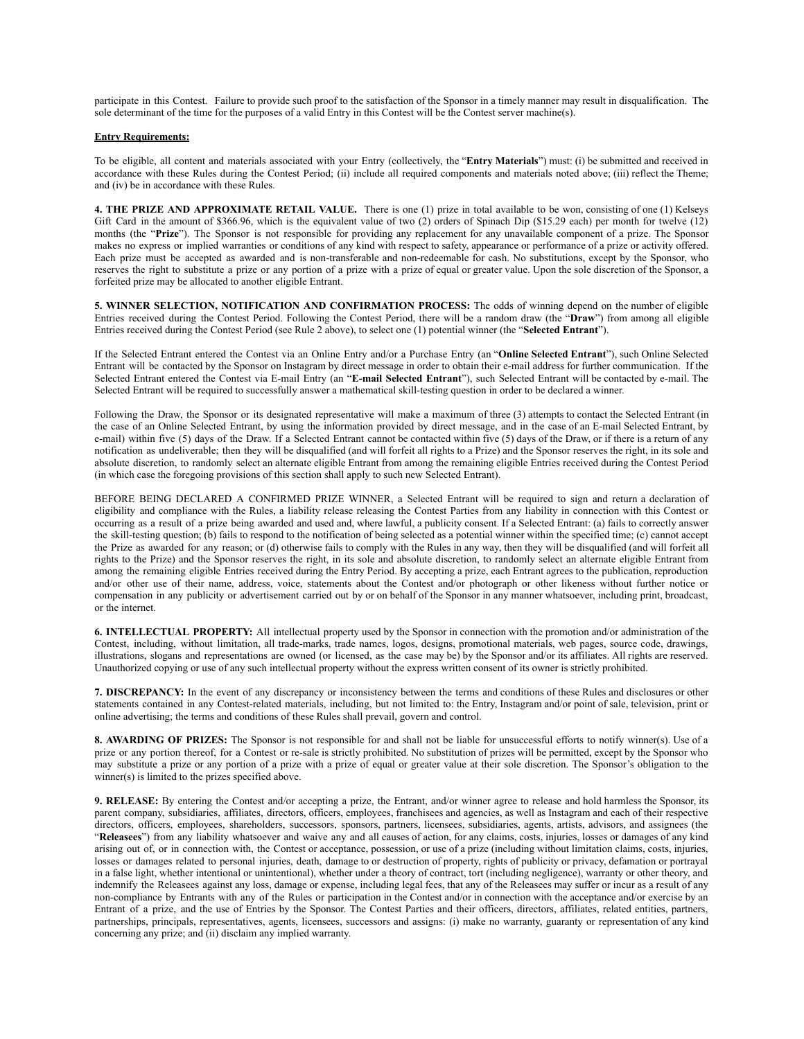participate in this Contest. Failure to provide such proof to the satisfaction of the Sponsor in a timely manner may result in disqualification. The sole determinant of the time for the purposes of a valid Entry in this Contest will be the Contest server machine(s).

**Entry Requirements:**

To be eligible, all content and materials associated with your Entry (collectively, the "**Entry Materials**") must: (i) be submitted and received in accordance with these Rules during the Contest Period; (ii) include all required components and materials noted above; (iii) reflect the Theme; and (iv) be in accordance with these Rules.

**4. THE PRIZE AND APPROXIMATE RETAIL VALUE.** There is one (1) prize in total available to be won, consisting of one (1) Kelseys Gift Card in the amount of $366.96, which is the equivalent value of two (2) orders of Spinach Dip ($15.29 each) per month for twelve (12) months (the "**Prize**"). The Sponsor is not responsible for providing any replacement for any unavailable component of a prize. The Sponsor makes no express or implied warranties or conditions of any kind with respect to safety, appearance or performance of a prize or activity offered. Each prize must be accepted as awarded and is non-transferable and non-redeemable for cash. No substitutions, except by the Sponsor, who reserves the right to substitute a prize or any portion of a prize with a prize of equal or greater value. Upon the sole discretion of the Sponsor, a forfeited prize may be allocated to another eligible Entrant.

**5. WINNER SELECTION, NOTIFICATION AND CONFIRMATION PROCESS:** The odds of winning depend on the number of eligible Entries received during the Contest Period. Following the Contest Period, there will be a random draw (the "**Draw**") from among all eligible Entries received during the Contest Period (see Rule 2 above), to select one (1) potential winner (the "**Selected Entrant**").

If the Selected Entrant entered the Contest via an Online Entry and/or a Purchase Entry (an "**Online Selected Entrant**"), such Online Selected Entrant will be contacted by the Sponsor on Instagram by direct message in order to obtain their e-mail address for further communication. If the Selected Entrant entered the Contest via E-mail Entry (an "**E-mail Selected Entrant**"), such Selected Entrant will be contacted by e-mail. The Selected Entrant will be required to successfully answer a mathematical skill-testing question in order to be declared a winner.

Following the Draw, the Sponsor or its designated representative will make a maximum of three (3) attempts to contact the Selected Entrant (in the case of an Online Selected Entrant, by using the information provided by direct message, and in the case of an E-mail Selected Entrant, by e-mail) within five (5) days of the Draw. If a Selected Entrant cannot be contacted within five (5) days of the Draw, or if there is a return of any notification as undeliverable; then they will be disqualified (and will forfeit all rights to a Prize) and the Sponsor reserves the right, in its sole and absolute discretion, to randomly select an alternate eligible Entrant from among the remaining eligible Entries received during the Contest Period (in which case the foregoing provisions of this section shall apply to such new Selected Entrant).

BEFORE BEING DECLARED A CONFIRMED PRIZE WINNER, a Selected Entrant will be required to sign and return a declaration of eligibility and compliance with the Rules, a liability release releasing the Contest Parties from any liability in connection with this Contest or occurring as a result of a prize being awarded and used and, where lawful, a publicity consent. If a Selected Entrant: (a) fails to correctly answer the skill-testing question; (b) fails to respond to the notification of being selected as a potential winner within the specified time; (c) cannot accept the Prize as awarded for any reason; or (d) otherwise fails to comply with the Rules in any way, then they will be disqualified (and will forfeit all rights to the Prize) and the Sponsor reserves the right, in its sole and absolute discretion, to randomly select an alternate eligible Entrant from among the remaining eligible Entries received during the Entry Period. By accepting a prize, each Entrant agrees to the publication, reproduction and/or other use of their name, address, voice, statements about the Contest and/or photograph or other likeness without further notice or compensation in any publicity or advertisement carried out by or on behalf of the Sponsor in any manner whatsoever, including print, broadcast, or the internet.

**6. INTELLECTUAL PROPERTY:** All intellectual property used by the Sponsor in connection with the promotion and/or administration of the Contest, including, without limitation, all trade-marks, trade names, logos, designs, promotional materials, web pages, source code, drawings, illustrations, slogans and representations are owned (or licensed, as the case may be) by the Sponsor and/or its affiliates. All rights are reserved. Unauthorized copying or use of any such intellectual property without the express written consent of its owner is strictly prohibited.

**7. DISCREPANCY:** In the event of any discrepancy or inconsistency between the terms and conditions of these Rules and disclosures or other statements contained in any Contest-related materials, including, but not limited to: the Entry, Instagram and/or point of sale, television, print or online advertising; the terms and conditions of these Rules shall prevail, govern and control.

**8. AWARDING OF PRIZES:** The Sponsor is not responsible for and shall not be liable for unsuccessful efforts to notify winner(s). Use of a prize or any portion thereof, for a Contest or re-sale is strictly prohibited. No substitution of prizes will be permitted, except by the Sponsor who may substitute a prize or any portion of a prize with a prize of equal or greater value at their sole discretion. The Sponsor's obligation to the winner(s) is limited to the prizes specified above.

**9. RELEASE:** By entering the Contest and/or accepting a prize, the Entrant, and/or winner agree to release and hold harmless the Sponsor, its parent company, subsidiaries, affiliates, directors, officers, employees, franchisees and agencies, as well as Instagram and each of their respective directors, officers, employees, shareholders, successors, sponsors, partners, licensees, subsidiaries, agents, artists, advisors, and assignees (the "**Releasees**") from any liability whatsoever and waive any and all causes of action, for any claims, costs, injuries, losses or damages of any kind arising out of, or in connection with, the Contest or acceptance, possession, or use of a prize (including without limitation claims, costs, injuries, losses or damages related to personal injuries, death, damage to or destruction of property, rights of publicity or privacy, defamation or portrayal in a false light, whether intentional or unintentional), whether under a theory of contract, tort (including negligence), warranty or other theory, and indemnify the Releasees against any loss, damage or expense, including legal fees, that any of the Releasees may suffer or incur as a result of any non-compliance by Entrants with any of the Rules or participation in the Contest and/or in connection with the acceptance and/or exercise by an Entrant of a prize, and the use of Entries by the Sponsor. The Contest Parties and their officers, directors, affiliates, related entities, partners, partnerships, principals, representatives, agents, licensees, successors and assigns: (i) make no warranty, guaranty or representation of any kind concerning any prize; and (ii) disclaim any implied warranty.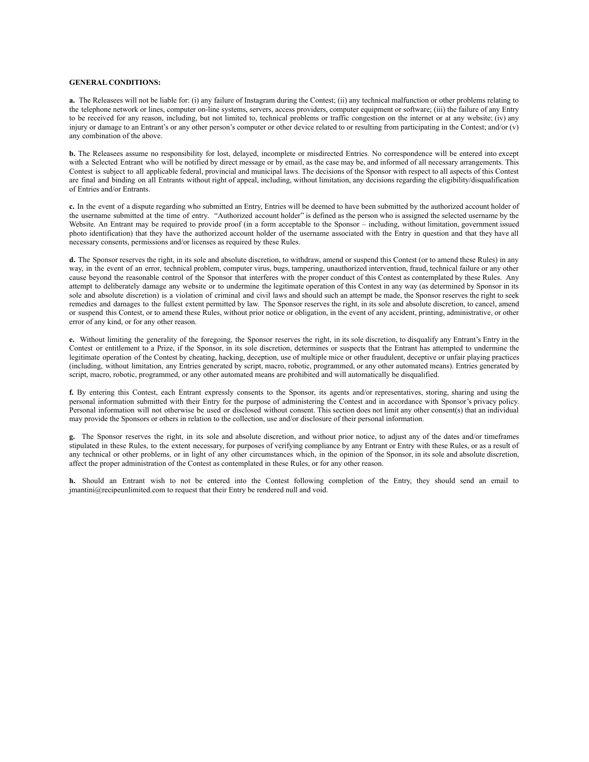**GENERAL CONDITIONS:**

**a.** The Releasees will not be liable for: (i) any failure of Instagram during the Contest; (ii) any technical malfunction or other problems relating to the telephone network or lines, computer on-line systems, servers, access providers, computer equipment or software; (iii) the failure of any Entry to be received for any reason, including, but not limited to, technical problems or traffic congestion on the internet or at any website; (iv) any injury or damage to an Entrant's or any other person's computer or other device related to or resulting from participating in the Contest; and/or (v) any combination of the above.

**b.** The Releasees assume no responsibility for lost, delayed, incomplete or misdirected Entries. No correspondence will be entered into except with a Selected Entrant who will be notified by direct message or by email, as the case may be, and informed of all necessary arrangements. This Contest is subject to all applicable federal, provincial and municipal laws. The decisions of the Sponsor with respect to all aspects of this Contest are final and binding on all Entrants without right of appeal, including, without limitation, any decisions regarding the eligibility/disqualification of Entries and/or Entrants.

**c.** In the event of a dispute regarding who submitted an Entry, Entries will be deemed to have been submitted by the authorized account holder of the username submitted at the time of entry. "Authorized account holder" is defined as the person who is assigned the selected username by the Website. An Entrant may be required to provide proof (in a form acceptable to the Sponsor – including, without limitation, government issued photo identification) that they have the authorized account holder of the username associated with the Entry in question and that they have all necessary consents, permissions and/or licenses as required by these Rules.

**d.** The Sponsor reserves the right, in its sole and absolute discretion, to withdraw, amend or suspend this Contest (or to amend these Rules) in any way, in the event of an error, technical problem, computer virus, bugs, tampering, unauthorized intervention, fraud, technical failure or any other cause beyond the reasonable control of the Sponsor that interferes with the proper conduct of this Contest as contemplated by these Rules. Any attempt to deliberately damage any website or to undermine the legitimate operation of this Contest in any way (as determined by Sponsor in its sole and absolute discretion) is a violation of criminal and civil laws and should such an attempt be made, the Sponsor reserves the right to seek remedies and damages to the fullest extent permitted by law. The Sponsor reserves the right, in its sole and absolute discretion, to cancel, amend or suspend this Contest, or to amend these Rules, without prior notice or obligation, in the event of any accident, printing, administrative, or other error of any kind, or for any other reason.

**e.** Without limiting the generality of the foregoing, the Sponsor reserves the right, in its sole discretion, to disqualify any Entrant's Entry in the Contest or entitlement to a Prize, if the Sponsor, in its sole discretion, determines or suspects that the Entrant has attempted to undermine the legitimate operation of the Contest by cheating, hacking, deception, use of multiple mice or other fraudulent, deceptive or unfair playing practices (including, without limitation, any Entries generated by script, macro, robotic, programmed, or any other automated means). Entries generated by script, macro, robotic, programmed, or any other automated means are prohibited and will automatically be disqualified.

**f.** By entering this Contest, each Entrant expressly consents to the Sponsor, its agents and/or representatives, storing, sharing and using the personal information submitted with their Entry for the purpose of administering the Contest and in accordance with Sponsor's privacy policy. Personal information will not otherwise be used or disclosed without consent. This section does not limit any other consent(s) that an individual may provide the Sponsors or others in relation to the collection, use and/or disclosure of their personal information.

**g.** The Sponsor reserves the right, in its sole and absolute discretion, and without prior notice, to adjust any of the dates and/or timeframes stipulated in these Rules, to the extent necessary, for purposes of verifying compliance by any Entrant or Entry with these Rules, or as a result of any technical or other problems, or in light of any other circumstances which, in the opinion of the Sponsor, in its sole and absolute discretion, affect the proper administration of the Contest as contemplated in these Rules, or for any other reason.

**h.** Should an Entrant wish to not be entered into the Contest following completion of the Entry, they should send an email to jmantini@recipeunlimited.com to request that their Entry be rendered null and void.